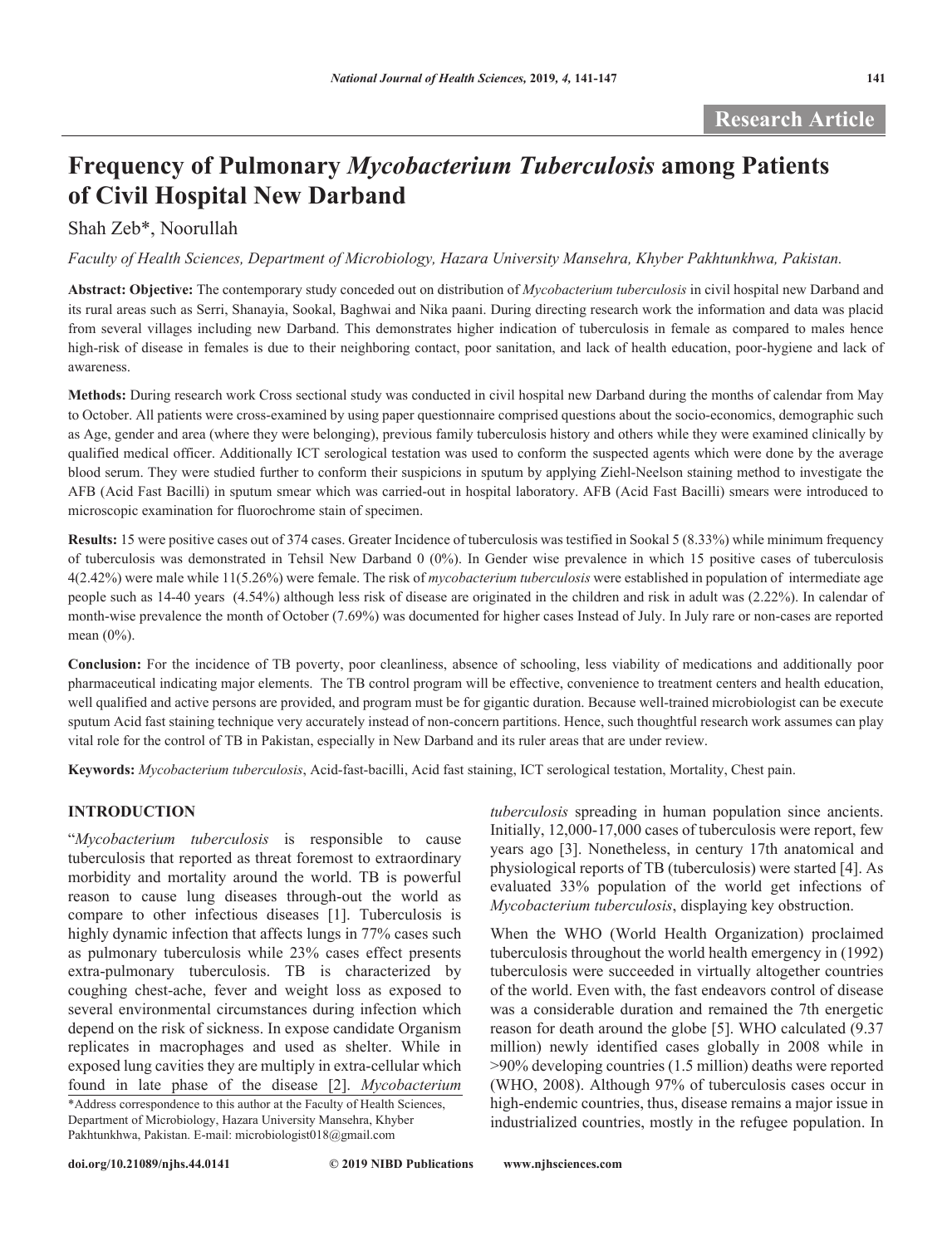Research Article

# Frequency of Pulmonary *Mycobacterium Tuberculosis* among Patients of Civil Hospital New Darband

Shah Zeb*, Noorullah

*Faculty of Health Sciences, Department of Microbiology, Hazara University Mansehra, Khyber Pakhtunkhwa, Pakistan.*

**Abstract: Objective:** The contemporary study conceded out on distribution of *Mycobacterium tuberculosis* in civil hospital new Darband and its rural areas such as Serri, Shanayia, Sookal, Baghwai and Nika paani. During directing research work the information and data was placid from several villages including new Darband. This demonstrates higher indication of tuberculosis in female as compared to males hence high-risk of disease in females is due to their neighboring contact, poor sanitation, and lack of health education, poor-hygiene and lack of awareness.

**Methods:** During research work Cross sectional study was conducted in civil hospital new Darband during the months of calendar from May to October. All patients were cross-examined by using paper questionnaire comprised questions about the socio-economics, demographic such as Age, gender and area (where they were belonging), previous family tuberculosis history and others while they were examined clinically by qualified medical officer. Additionally ICT serological testation was used to conform the suspected agents which were done by the average blood serum. They were studied further to conform their suspicions in sputum by applying Ziehl-Neelson staining method to investigate the AFB (Acid Fast Bacilli) in sputum smear which was carried-out in hospital laboratory. AFB (Acid Fast Bacilli) smears were introduced to microscopic examination for fluorochrome stain of specimen.

**Results:** 15 were positive cases out of 374 cases. Greater Incidence of tuberculosis was testified in Sookal 5 (8.33%) while minimum frequency of tuberculosis was demonstrated in Tehsil New Darband 0 (0%). In Gender wise prevalence in which 15 positive cases of tuberculosis 4(2.42%) were male while 11(5.26%) were female. The risk of *mycobacterium tuberculosis* were established in population of intermediate age people such as 14-40 years (4.54%) although less risk of disease are originated in the children and risk in adult was (2.22%). In calendar of month-wise prevalence the month of October (7.69%) was documented for higher cases Instead of July. In July rare or non-cases are reported mean (0%).

**Conclusion:** For the incidence of TB poverty, poor cleanliness, absence of schooling, less viability of medications and additionally poor pharmaceutical indicating major elements. The TB control program will be effective, convenience to treatment centers and health education, well qualified and active persons are provided, and program must be for gigantic duration. Because well-trained microbiologist can be execute sputum Acid fast staining technique very accurately instead of non-concern partitions. Hence, such thoughtful research work assumes can play vital role for the control of TB in Pakistan, especially in New Darband and its ruler areas that are under review.

**Keywords:** *Mycobacterium tuberculosis*, Acid-fast-bacilli, Acid fast staining, ICT serological testation, Mortality, Chest pain.

## INTRODUCTION

"*Mycobacterium tuberculosis* is responsible to cause tuberculosis that reported as threat foremost to extraordinary morbidity and mortality around the world. TB is powerful reason to cause lung diseases through-out the world as compare to other infectious diseases [1]. Tuberculosis is highly dynamic infection that affects lungs in 77% cases such as pulmonary tuberculosis while 23% cases effect presents extra-pulmonary tuberculosis. TB is characterized by coughing chest-ache, fever and weight loss as exposed to several environmental circumstances during infection which depend on the risk of sickness. In expose candidate Organism replicates in macrophages and used as shelter. While in exposed lung cavities they are multiply in extra-cellular which found in late phase of the disease [2]. *Mycobacterium tuberculosis* spreading in human population since ancients. Initially, 12,000-17,000 cases of tuberculosis were report, few years ago [3]. Nonetheless, in century 17th anatomical and physiological reports of TB (tuberculosis) were started [4]. As evaluated 33% population of the world get infections of *Mycobacterium tuberculosis*, displaying key obstruction.

When the WHO (World Health Organization) proclaimed tuberculosis throughout the world health emergency in (1992) tuberculosis were succeeded in virtually altogether countries of the world. Even with, the fast endeavors control of disease was a considerable duration and remained the 7th energetic reason for death around the globe [5]. WHO calculated (9.37 million) newly identified cases globally in 2008 while in >90% developing countries (1.5 million) deaths were reported (WHO, 2008). Although 97% of tuberculosis cases occur in high-endemic countries, thus, disease remains a major issue in industrialized countries, mostly in the refugee population. In

*Address correspondence to this author at the Faculty of Health Sciences, Department of Microbiology, Hazara University Mansehra, Khyber Pakhtunkhwa, Pakistan. E-mail: microbiologist018@gmail.com

doi.org/10.21089/njhs.44.0141 © 2019 NIBD Publications www.njhsciences.com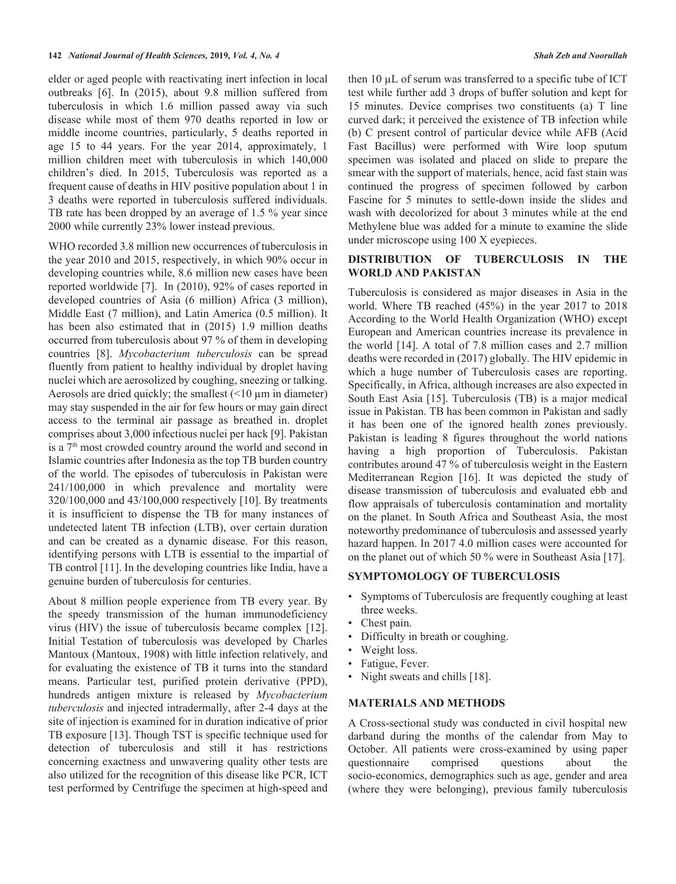elder or aged people with reactivating inert infection in local outbreaks [6]. In (2015), about 9.8 million suffered from tuberculosis in which 1.6 million passed away via such disease while most of them 970 deaths reported in low or middle income countries, particularly, 5 deaths reported in age 15 to 44 years. For the year 2014, approximately, 1 million children meet with tuberculosis in which 140,000 children's died. In 2015, Tuberculosis was reported as a frequent cause of deaths in HIV positive population about 1 in 3 deaths were reported in tuberculosis suffered individuals. TB rate has been dropped by an average of 1.5 % year since 2000 while currently 23% lower instead previous.

WHO recorded 3.8 million new occurrences of tuberculosis in the year 2010 and 2015, respectively, in which 90% occur in developing countries while, 8.6 million new cases have been reported worldwide [7]. In (2010), 92% of cases reported in developed countries of Asia (6 million) Africa (3 million), Middle East (7 million), and Latin America (0.5 million). It has been also estimated that in (2015) 1.9 million deaths occurred from tuberculosis about 97 % of them in developing countries [8]. *Mycobacterium tuberculosis* can be spread fluently from patient to healthy individual by droplet having nuclei which are aerosolized by coughing, sneezing or talking. Aerosols are dried quickly; the smallest (<10 µm in diameter) may stay suspended in the air for few hours or may gain direct access to the terminal air passage as breathed in. droplet comprises about 3,000 infectious nuclei per hack [9]. Pakistan is a 7th most crowded country around the world and second in Islamic countries after Indonesia as the top TB burden country of the world. The episodes of tuberculosis in Pakistan were 241/100,000 in which prevalence and mortality were 320/100,000 and 43/100,000 respectively [10]. By treatments it is insufficient to dispense the TB for many instances of undetected latent TB infection (LTB), over certain duration and can be created as a dynamic disease. For this reason, identifying persons with LTB is essential to the impartial of TB control [11]. In the developing countries like India, have a genuine burden of tuberculosis for centuries.

About 8 million people experience from TB every year. By the speedy transmission of the human immunodeficiency virus (HIV) the issue of tuberculosis became complex [12]. Initial Testation of tuberculosis was developed by Charles Mantoux (Mantoux, 1908) with little infection relatively, and for evaluating the existence of TB it turns into the standard means. Particular test, purified protein derivative (PPD), hundreds antigen mixture is released by *Mycobacterium tuberculosis* and injected intradermally, after 2-4 days at the site of injection is examined for in duration indicative of prior TB exposure [13]. Though TST is specific technique used for detection of tuberculosis and still it has restrictions concerning exactness and unwavering quality other tests are also utilized for the recognition of this disease like PCR, ICT test performed by Centrifuge the specimen at high-speed and then 10 µL of serum was transferred to a specific tube of ICT test while further add 3 drops of buffer solution and kept for 15 minutes. Device comprises two constituents (a) T line curved dark; it perceived the existence of TB infection while (b) C present control of particular device while AFB (Acid Fast Bacillus) were performed with Wire loop sputum specimen was isolated and placed on slide to prepare the smear with the support of materials, hence, acid fast stain was continued the progress of specimen followed by carbon Fascine for 5 minutes to settle-down inside the slides and wash with decolorized for about 3 minutes while at the end Methylene blue was added for a minute to examine the slide under microscope using 100 X eyepieces.

## DISTRIBUTION OF TUBERCULOSIS IN THE WORLD AND PAKISTAN

Tuberculosis is considered as major diseases in Asia in the world. Where TB reached (45%) in the year 2017 to 2018 According to the World Health Organization (WHO) except European and American countries increase its prevalence in the world [14]. A total of 7.8 million cases and 2.7 million deaths were recorded in (2017) globally. The HIV epidemic in which a huge number of Tuberculosis cases are reporting. Specifically, in Africa, although increases are also expected in South East Asia [15]. Tuberculosis (TB) is a major medical issue in Pakistan. TB has been common in Pakistan and sadly it has been one of the ignored health zones previously. Pakistan is leading 8 figures throughout the world nations having a high proportion of Tuberculosis. Pakistan contributes around 47 % of tuberculosis weight in the Eastern Mediterranean Region [16]. It was depicted the study of disease transmission of tuberculosis and evaluated ebb and flow appraisals of tuberculosis contamination and mortality on the planet. In South Africa and Southeast Asia, the most noteworthy predominance of tuberculosis and assessed yearly hazard happen. In 2017 4.0 million cases were accounted for on the planet out of which 50 % were in Southeast Asia [17].

## SYMPTOMOLOGY OF TUBERCULOSIS

- Symptoms of Tuberculosis are frequently coughing at least three weeks.
- Chest pain.
- Difficulty in breath or coughing.
- Weight loss.
- Fatigue, Fever.
- Night sweats and chills [18].

## MATERIALS AND METHODS

A Cross-sectional study was conducted in civil hospital new darband during the months of the calendar from May to October. All patients were cross-examined by using paper questionnaire comprised questions about the socio-economics, demographics such as age, gender and area (where they were belonging), previous family tuberculosis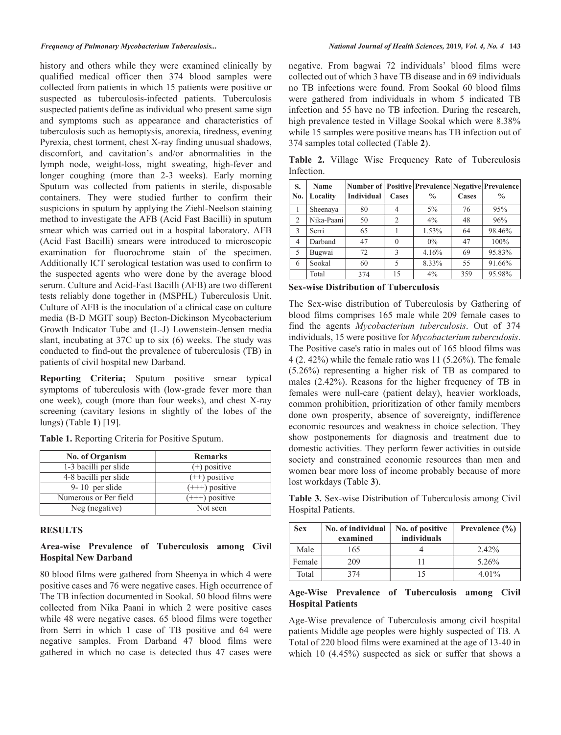history and others while they were examined clinically by qualified medical officer then 374 blood samples were collected from patients in which 15 patients were positive or suspected as tuberculosis-infected patients. Tuberculosis suspected patients define as individual who present same sign and symptoms such as appearance and characteristics of tuberculosis such as hemoptysis, anorexia, tiredness, evening Pyrexia, chest torment, chest X-ray finding unusual shadows, discomfort, and cavitation's and/or abnormalities in the lymph node, weight-loss, night sweating, high-fever and longer coughing (more than 2-3 weeks). Early morning Sputum was collected from patients in sterile, disposable containers. They were studied further to confirm their suspicions in sputum by applying the Ziehl-Neelson staining method to investigate the AFB (Acid Fast Bacilli) in sputum smear which was carried out in a hospital laboratory. AFB (Acid Fast Bacilli) smears were introduced to microscopic examination for fluorochrome stain of the specimen. Additionally ICT serological testation was used to confirm to the suspected agents who were done by the average blood serum. Culture and Acid-Fast Bacilli (AFB) are two different tests reliably done together in (MSPHL) Tuberculosis Unit. Culture of AFB is the inoculation of a clinical case on culture media (B-D MGIT soup) Becton-Dickinson Mycobacterium Growth Indicator Tube and (L-J) Lowenstein-Jensen media slant, incubating at 37C up to six (6) weeks. The study was conducted to find-out the prevalence of tuberculosis (TB) in patients of civil hospital new Darband.

**Reporting Criteria;** Sputum positive smear typical symptoms of tuberculosis with (low-grade fever more than one week), cough (more than four weeks), and chest X-ray screening (cavitary lesions in slightly of the lobes of the lungs) (Table **1**) [19].

**Table 1.** Reporting Criteria for Positive Sputum.

| No. of Organism | Remarks |
|---|---|
| 1-3 bacilli per slide | (+) positive |
| 4-8 bacilli per slide | (++) positive |
| 9- 10 per slide | (+++) positive |
| Numerous or Per field | (+++) positive |
| Neg (negative) | Not seen |

## RESULTS

### Area-wise Prevalence of Tuberculosis among Civil Hospital New Darband

80 blood films were gathered from Sheenya in which 4 were positive cases and 76 were negative cases. High occurrence of The TB infection documented in Sookal. 50 blood films were collected from Nika Paani in which 2 were positive cases while 48 were negative cases. 65 blood films were together from Serri in which 1 case of TB positive and 64 were negative samples. From Darband 47 blood films were gathered in which no case is detected thus 47 cases were negative. From bagwai 72 individuals' blood films were collected out of which 3 have TB disease and in 69 individuals no TB infections were found. From Sookal 60 blood films were gathered from individuals in whom 5 indicated TB infection and 55 have no TB infection. During the research, high prevalence tested in Village Sookal which were 8.38% while 15 samples were positive means has TB infection out of 374 samples total collected (Table **2**).

**Table 2.** Village Wise Frequency Rate of Tuberculosis Infection.

| S. No. | Name Locality | Number of Individual | Positive Cases | Prevalence % | Negative Cases | Prevalence % |
|---|---|---|---|---|---|---|
| 1 | Sheenaya | 80 | 4 | 5% | 76 | 95% |
| 2 | Nika-Paani | 50 | 2 | 4% | 48 | 96% |
| 3 | Serri | 65 | 1 | 1.53% | 64 | 98.46% |
| 4 | Darband | 47 | 0 | 0% | 47 | 100% |
| 5 | Bugwai | 72 | 3 | 4.16% | 69 | 95.83% |
| 6 | Sookal | 60 | 5 | 8.33% | 55 | 91.66% |
| | Total | 374 | 15 | 4% | 359 | 95.98% |

### Sex-wise Distribution of Tuberculosis

The Sex-wise distribution of Tuberculosis by Gathering of blood films comprises 165 male while 209 female cases to find the agents *Mycobacterium tuberculosis*. Out of 374 individuals, 15 were positive for *Mycobacterium tuberculosis*. The Positive case's ratio in males out of 165 blood films was 4 (2. 42%) while the female ratio was 11 (5.26%). The female (5.26%) representing a higher risk of TB as compared to males (2.42%). Reasons for the higher frequency of TB in females were null-care (patient delay), heavier workloads, common prohibition, prioritization of other family members done own prosperity, absence of sovereignty, indifference economic resources and weakness in choice selection. They show postponements for diagnosis and treatment due to domestic activities. They perform fewer activities in outside society and constrained economic resources than men and women bear more loss of income probably because of more lost workdays (Table **3**).

**Table 3.** Sex-wise Distribution of Tuberculosis among Civil Hospital Patients.

| Sex | No. of individual examined | No. of positive individuals | Prevalence (%) |
|---|---|---|---|
| Male | 165 | 4 | 2.42% |
| Female | 209 | 11 | 5.26% |
| Total | 374 | 15 | 4.01% |

### Age-Wise Prevalence of Tuberculosis among Civil Hospital Patients

Age-Wise prevalence of Tuberculosis among civil hospital patients Middle age peoples were highly suspected of TB. A Total of 220 blood films were examined at the age of 13-40 in which 10 (4.45%) suspected as sick or suffer that shows a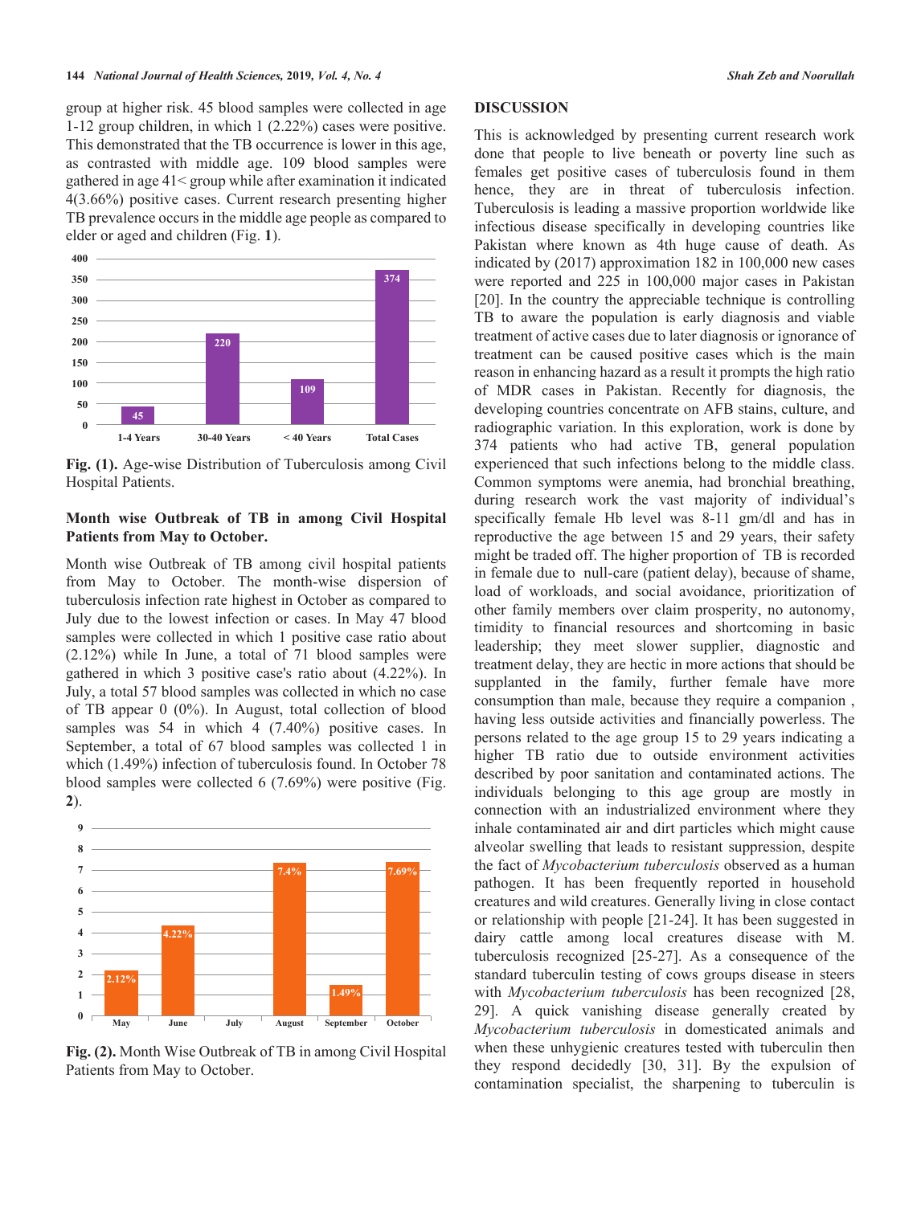group at higher risk. 45 blood samples were collected in age 1-12 group children, in which 1 (2.22%) cases were positive. This demonstrated that the TB occurrence is lower in this age, as contrasted with middle age. 109 blood samples were gathered in age 41< group while after examination it indicated 4(3.66%) positive cases. Current research presenting higher TB prevalence occurs in the middle age people as compared to elder or aged and children (Fig. **1**).

**Fig. (1).** Age-wise Distribution of Tuberculosis among Civil Hospital Patients.

### Month wise Outbreak of TB in among Civil Hospital Patients from May to October.

Month wise Outbreak of TB among civil hospital patients from May to October. The month-wise dispersion of tuberculosis infection rate highest in October as compared to July due to the lowest infection or cases. In May 47 blood samples were collected in which 1 positive case ratio about (2.12%) while In June, a total of 71 blood samples were gathered in which 3 positive case's ratio about (4.22%). In July, a total 57 blood samples was collected in which no case of TB appear 0 (0%). In August, total collection of blood samples was 54 in which 4 (7.40%) positive cases. In September, a total of 67 blood samples was collected 1 in which (1.49%) infection of tuberculosis found. In October 78 blood samples were collected 6 (7.69%) were positive (Fig. **2**).

**Fig. (2).** Month Wise Outbreak of TB in among Civil Hospital Patients from May to October.

## DISCUSSION

This is acknowledged by presenting current research work done that people to live beneath or poverty line such as females get positive cases of tuberculosis found in them hence, they are in threat of tuberculosis infection. Tuberculosis is leading a massive proportion worldwide like infectious disease specifically in developing countries like Pakistan where known as 4th huge cause of death. As indicated by (2017) approximation 182 in 100,000 new cases were reported and 225 in 100,000 major cases in Pakistan [20]. In the country the appreciable technique is controlling TB to aware the population is early diagnosis and viable treatment of active cases due to later diagnosis or ignorance of treatment can be caused positive cases which is the main reason in enhancing hazard as a result it prompts the high ratio of MDR cases in Pakistan. Recently for diagnosis, the developing countries concentrate on AFB stains, culture, and radiographic variation. In this exploration, work is done by 374 patients who had active TB, general population experienced that such infections belong to the middle class. Common symptoms were anemia, had bronchial breathing, during research work the vast majority of individual's specifically female Hb level was 8-11 gm/dl and has in reproductive the age between 15 and 29 years, their safety might be traded off. The higher proportion of TB is recorded in female due to null-care (patient delay), because of shame, load of workloads, and social avoidance, prioritization of other family members over claim prosperity, no autonomy, timidity to financial resources and shortcoming in basic leadership; they meet slower supplier, diagnostic and treatment delay, they are hectic in more actions that should be supplanted in the family, further female have more consumption than male, because they require a companion , having less outside activities and financially powerless. The persons related to the age group 15 to 29 years indicating a higher TB ratio due to outside environment activities described by poor sanitation and contaminated actions. The individuals belonging to this age group are mostly in connection with an industrialized environment where they inhale contaminated air and dirt particles which might cause alveolar swelling that leads to resistant suppression, despite the fact of *Mycobacterium tuberculosis* observed as a human pathogen. It has been frequently reported in household creatures and wild creatures. Generally living in close contact or relationship with people [21-24]. It has been suggested in dairy cattle among local creatures disease with M. tuberculosis recognized [25-27]. As a consequence of the standard tuberculin testing of cows groups disease in steers with *Mycobacterium tuberculosis* has been recognized [28, 29]. A quick vanishing disease generally created by *Mycobacterium tuberculosis* in domesticated animals and when these unhygienic creatures tested with tuberculin then they respond decidedly [30, 31]. By the expulsion of contamination specialist, the sharpening to tuberculin is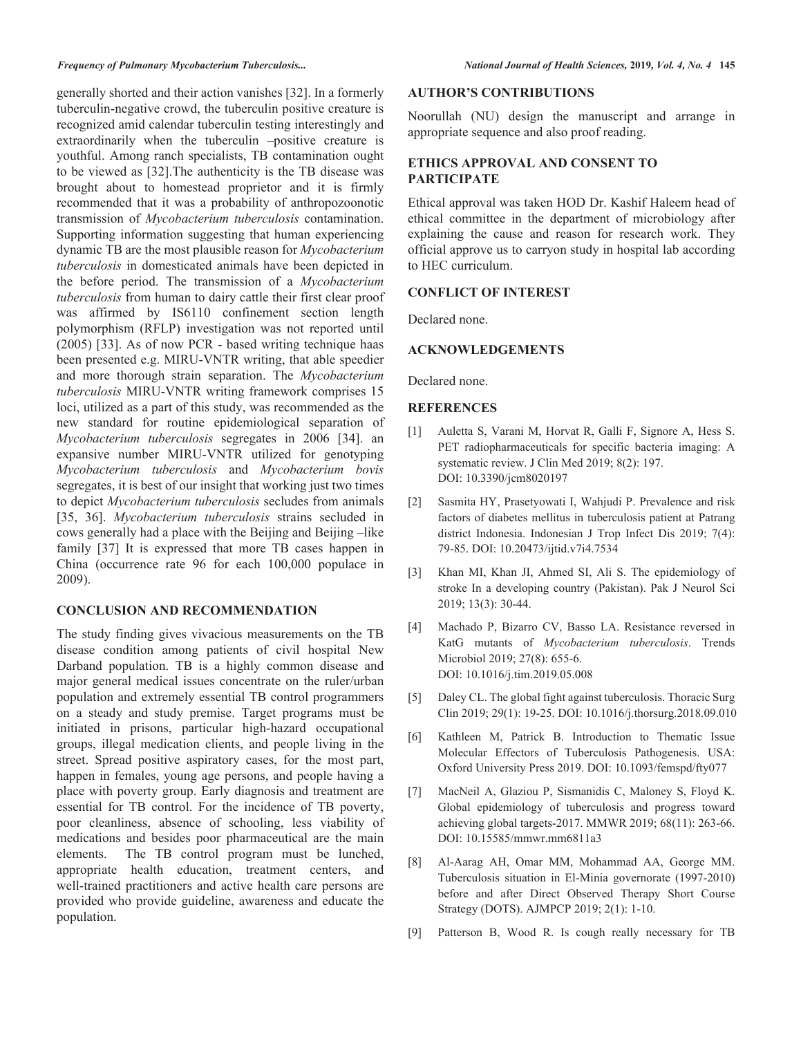generally shorted and their action vanishes [32]. In a formerly tuberculin-negative crowd, the tuberculin positive creature is recognized amid calendar tuberculin testing interestingly and extraordinarily when the tuberculin –positive creature is youthful. Among ranch specialists, TB contamination ought to be viewed as [32].The authenticity is the TB disease was brought about to homestead proprietor and it is firmly recommended that it was a probability of anthropozoonotic transmission of *Mycobacterium tuberculosis* contamination. Supporting information suggesting that human experiencing dynamic TB are the most plausible reason for *Mycobacterium tuberculosis* in domesticated animals have been depicted in the before period. The transmission of a *Mycobacterium tuberculosis* from human to dairy cattle their first clear proof was affirmed by IS6110 confinement section length polymorphism (RFLP) investigation was not reported until (2005) [33]. As of now PCR - based writing technique haas been presented e.g. MIRU-VNTR writing, that able speedier and more thorough strain separation. The *Mycobacterium tuberculosis* MIRU-VNTR writing framework comprises 15 loci, utilized as a part of this study, was recommended as the new standard for routine epidemiological separation of *Mycobacterium tuberculosis* segregates in 2006 [34]. an expansive number MIRU-VNTR utilized for genotyping *Mycobacterium tuberculosis* and *Mycobacterium bovis* segregates, it is best of our insight that working just two times to depict *Mycobacterium tuberculosis* secludes from animals [35, 36]. *Mycobacterium tuberculosis* strains secluded in cows generally had a place with the Beijing and Beijing –like family [37] It is expressed that more TB cases happen in China (occurrence rate 96 for each 100,000 populace in 2009).

## CONCLUSION AND RECOMMENDATION

The study finding gives vivacious measurements on the TB disease condition among patients of civil hospital New Darband population. TB is a highly common disease and major general medical issues concentrate on the ruler/urban population and extremely essential TB control programmers on a steady and study premise. Target programs must be initiated in prisons, particular high-hazard occupational groups, illegal medication clients, and people living in the street. Spread positive aspiratory cases, for the most part, happen in females, young age persons, and people having a place with poverty group. Early diagnosis and treatment are essential for TB control. For the incidence of TB poverty, poor cleanliness, absence of schooling, less viability of medications and besides poor pharmaceutical are the main elements. The TB control program must be lunched, appropriate health education, treatment centers, and well-trained practitioners and active health care persons are provided who provide guideline, awareness and educate the population.

## AUTHOR'S CONTRIBUTIONS

Noorullah (NU) design the manuscript and arrange in appropriate sequence and also proof reading.

## ETHICS APPROVAL AND CONSENT TO PARTICIPATE

Ethical approval was taken HOD Dr. Kashif Haleem head of ethical committee in the department of microbiology after explaining the cause and reason for research work. They official approve us to carryon study in hospital lab according to HEC curriculum.

## CONFLICT OF INTEREST

Declared none.

## ACKNOWLEDGEMENTS

Declared none.

## REFERENCES

[1] Auletta S, Varani M, Horvat R, Galli F, Signore A, Hess S. PET radiopharmaceuticals for specific bacteria imaging: A systematic review. J Clin Med 2019; 8(2): 197. DOI: 10.3390/jcm8020197

[2] Sasmita HY, Prasetyowati I, Wahjudi P. Prevalence and risk factors of diabetes mellitus in tuberculosis patient at Patrang district Indonesia. Indonesian J Trop Infect Dis 2019; 7(4): 79-85. DOI: 10.20473/ijtid.v7i4.7534

[3] Khan MI, Khan JI, Ahmed SI, Ali S. The epidemiology of stroke In a developing country (Pakistan). Pak J Neurol Sci 2019; 13(3): 30-44.

[4] Machado P, Bizarro CV, Basso LA. Resistance reversed in KatG mutants of *Mycobacterium tuberculosis*. Trends Microbiol 2019; 27(8): 655-6. DOI: 10.1016/j.tim.2019.05.008

[5] Daley CL. The global fight against tuberculosis. Thoracic Surg Clin 2019; 29(1): 19-25. DOI: 10.1016/j.thorsurg.2018.09.010

[6] Kathleen M, Patrick B. Introduction to Thematic Issue Molecular Effectors of Tuberculosis Pathogenesis. USA: Oxford University Press 2019. DOI: 10.1093/femspd/fty077

[7] MacNeil A, Glaziou P, Sismanidis C, Maloney S, Floyd K. Global epidemiology of tuberculosis and progress toward achieving global targets-2017. MMWR 2019; 68(11): 263-66. DOI: 10.15585/mmwr.mm6811a3

[8] Al-Aarag AH, Omar MM, Mohammad AA, George MM. Tuberculosis situation in El-Minia governorate (1997-2010) before and after Direct Observed Therapy Short Course Strategy (DOTS). AJMPCP 2019; 2(1): 1-10.

[9] Patterson B, Wood R. Is cough really necessary for TB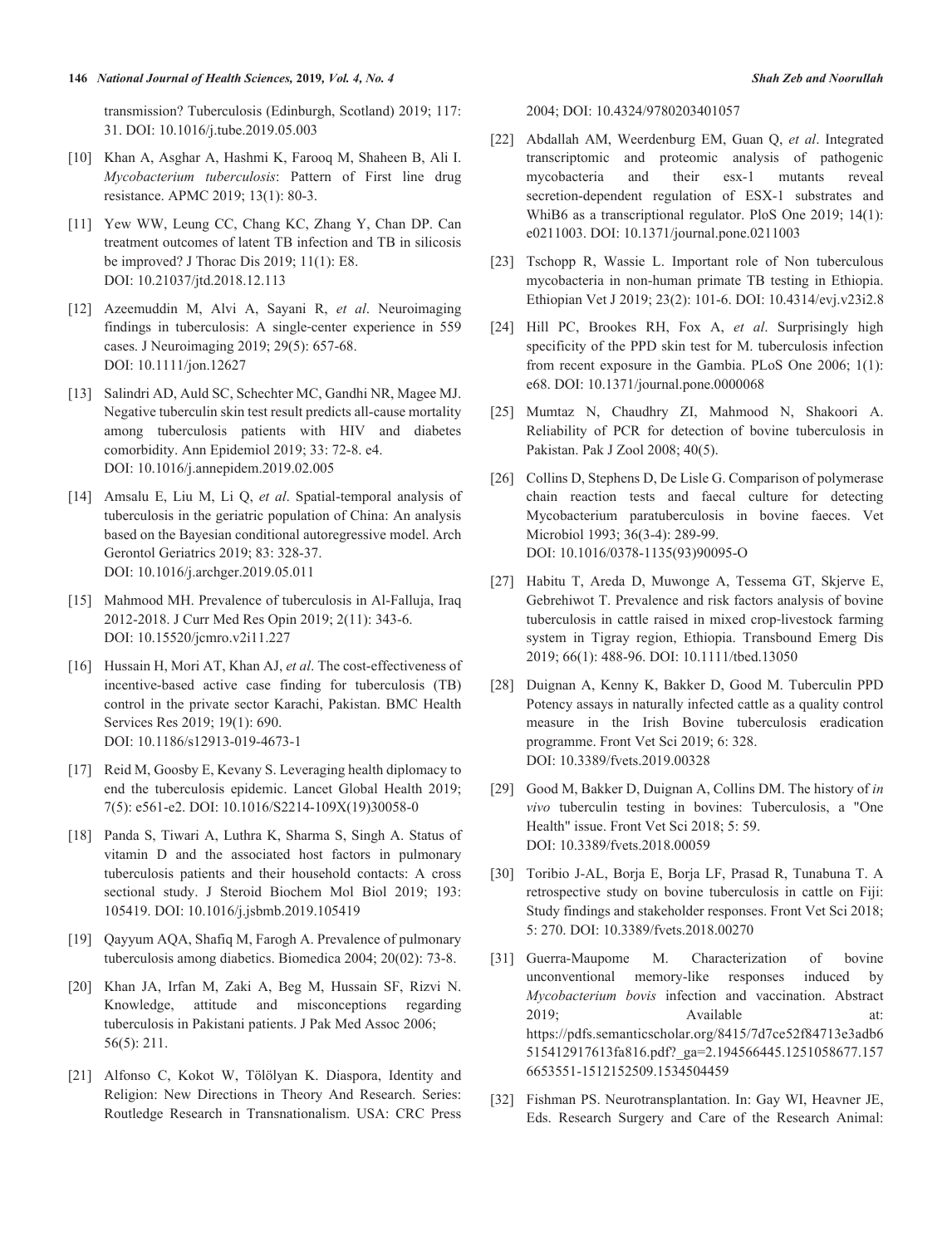transmission? Tuberculosis (Edinburgh, Scotland) 2019; 117: 31. DOI: 10.1016/j.tube.2019.05.003

[10] Khan A, Asghar A, Hashmi K, Farooq M, Shaheen B, Ali I. *Mycobacterium tuberculosis*: Pattern of First line drug resistance. APMC 2019; 13(1): 80-3.

[11] Yew WW, Leung CC, Chang KC, Zhang Y, Chan DP. Can treatment outcomes of latent TB infection and TB in silicosis be improved? J Thorac Dis 2019; 11(1): E8. DOI: 10.21037/jtd.2018.12.113

[12] Azeemuddin M, Alvi A, Sayani R, *et al*. Neuroimaging findings in tuberculosis: A single-center experience in 559 cases. J Neuroimaging 2019; 29(5): 657-68. DOI: 10.1111/jon.12627

[13] Salindri AD, Auld SC, Schechter MC, Gandhi NR, Magee MJ. Negative tuberculin skin test result predicts all-cause mortality among tuberculosis patients with HIV and diabetes comorbidity. Ann Epidemiol 2019; 33: 72-8. e4. DOI: 10.1016/j.annepidem.2019.02.005

[14] Amsalu E, Liu M, Li Q, *et al*. Spatial-temporal analysis of tuberculosis in the geriatric population of China: An analysis based on the Bayesian conditional autoregressive model. Arch Gerontol Geriatrics 2019; 83: 328-37. DOI: 10.1016/j.archger.2019.05.011

[15] Mahmood MH. Prevalence of tuberculosis in Al-Falluja, Iraq 2012-2018. J Curr Med Res Opin 2019; 2(11): 343-6. DOI: 10.15520/jcmro.v2i11.227

[16] Hussain H, Mori AT, Khan AJ, *et al*. The cost-effectiveness of incentive-based active case finding for tuberculosis (TB) control in the private sector Karachi, Pakistan. BMC Health Services Res 2019; 19(1): 690. DOI: 10.1186/s12913-019-4673-1

[17] Reid M, Goosby E, Kevany S. Leveraging health diplomacy to end the tuberculosis epidemic. Lancet Global Health 2019; 7(5): e561-e2. DOI: 10.1016/S2214-109X(19)30058-0

[18] Panda S, Tiwari A, Luthra K, Sharma S, Singh A. Status of vitamin D and the associated host factors in pulmonary tuberculosis patients and their household contacts: A cross sectional study. J Steroid Biochem Mol Biol 2019; 193: 105419. DOI: 10.1016/j.jsbmb.2019.105419

[19] Qayyum AQA, Shafiq M, Farogh A. Prevalence of pulmonary tuberculosis among diabetics. Biomedica 2004; 20(02): 73-8.

[20] Khan JA, Irfan M, Zaki A, Beg M, Hussain SF, Rizvi N. Knowledge, attitude and misconceptions regarding tuberculosis in Pakistani patients. J Pak Med Assoc 2006; 56(5): 211.

[21] Alfonso C, Kokot W, Tölölyan K. Diaspora, Identity and Religion: New Directions in Theory And Research. Series: Routledge Research in Transnationalism. USA: CRC Press 2004; DOI: 10.4324/9780203401057

[22] Abdallah AM, Weerdenburg EM, Guan Q, *et al*. Integrated transcriptomic and proteomic analysis of pathogenic mycobacteria and their esx-1 mutants reveal secretion-dependent regulation of ESX-1 substrates and WhiB6 as a transcriptional regulator. PloS One 2019; 14(1): e0211003. DOI: 10.1371/journal.pone.0211003

[23] Tschopp R, Wassie L. Important role of Non tuberculous mycobacteria in non-human primate TB testing in Ethiopia. Ethiopian Vet J 2019; 23(2): 101-6. DOI: 10.4314/evj.v23i2.8

[24] Hill PC, Brookes RH, Fox A, *et al*. Surprisingly high specificity of the PPD skin test for M. tuberculosis infection from recent exposure in the Gambia. PLoS One 2006; 1(1): e68. DOI: 10.1371/journal.pone.0000068

[25] Mumtaz N, Chaudhry ZI, Mahmood N, Shakoori A. Reliability of PCR for detection of bovine tuberculosis in Pakistan. Pak J Zool 2008; 40(5).

[26] Collins D, Stephens D, De Lisle G. Comparison of polymerase chain reaction tests and faecal culture for detecting Mycobacterium paratuberculosis in bovine faeces. Vet Microbiol 1993; 36(3-4): 289-99. DOI: 10.1016/0378-1135(93)90095-O

[27] Habitu T, Areda D, Muwonge A, Tessema GT, Skjerve E, Gebrehiwot T. Prevalence and risk factors analysis of bovine tuberculosis in cattle raised in mixed crop-livestock farming system in Tigray region, Ethiopia. Transbound Emerg Dis 2019; 66(1): 488-96. DOI: 10.1111/tbed.13050

[28] Duignan A, Kenny K, Bakker D, Good M. Tuberculin PPD Potency assays in naturally infected cattle as a quality control measure in the Irish Bovine tuberculosis eradication programme. Front Vet Sci 2019; 6: 328. DOI: 10.3389/fvets.2019.00328

[29] Good M, Bakker D, Duignan A, Collins DM. The history of *in vivo* tuberculin testing in bovines: Tuberculosis, a "One Health" issue. Front Vet Sci 2018; 5: 59. DOI: 10.3389/fvets.2018.00059

[30] Toribio J-AL, Borja E, Borja LF, Prasad R, Tunabuna T. A retrospective study on bovine tuberculosis in cattle on Fiji: Study findings and stakeholder responses. Front Vet Sci 2018; 5: 270. DOI: 10.3389/fvets.2018.00270

[31] Guerra-Maupome M. Characterization of bovine unconventional memory-like responses induced by *Mycobacterium bovis* infection and vaccination. Abstract 2019; Available at: https://pdfs.semanticscholar.org/8415/7d7ce52f84713e3adb6515412917613fa816.pdf?_ga=2.194566445.1251058677.1576653551-1512152509.1534504459

[32] Fishman PS. Neurotransplantation. In: Gay WI, Heavner JE, Eds. Research Surgery and Care of the Research Animal: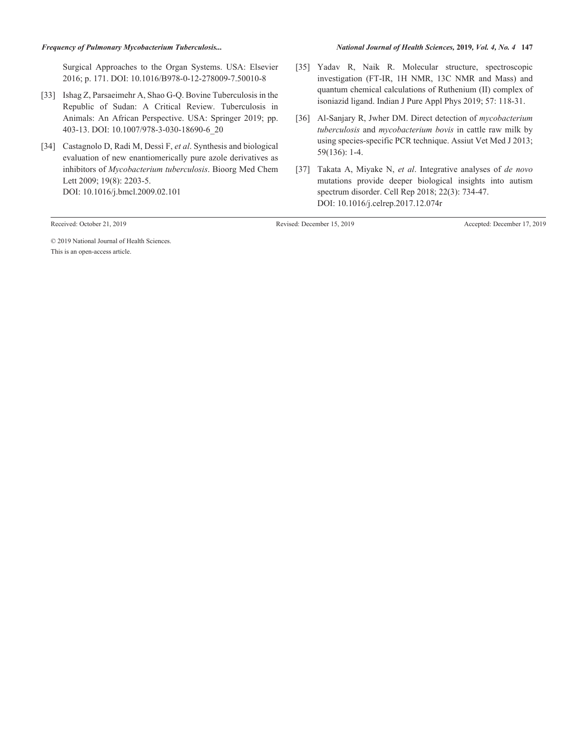Surgical Approaches to the Organ Systems. USA: Elsevier 2016; p. 171. DOI: 10.1016/B978-0-12-278009-7.50010-8

[33] Ishag Z, Parsaeimehr A, Shao G-Q. Bovine Tuberculosis in the Republic of Sudan: A Critical Review. Tuberculosis in Animals: An African Perspective. USA: Springer 2019; pp. 403-13. DOI: 10.1007/978-3-030-18690-6_20

[34] Castagnolo D, Radi M, Dessì F, *et al*. Synthesis and biological evaluation of new enantiomerically pure azole derivatives as inhibitors of *Mycobacterium tuberculosis*. Bioorg Med Chem Lett 2009; 19(8): 2203-5. DOI: 10.1016/j.bmcl.2009.02.101

[35] Yadav R, Naik R. Molecular structure, spectroscopic investigation (FT-IR, 1H NMR, 13C NMR and Mass) and quantum chemical calculations of Ruthenium (II) complex of isoniazid ligand. Indian J Pure Appl Phys 2019; 57: 118-31.

[36] Al-Sanjary R, Jwher DM. Direct detection of *mycobacterium tuberculosis* and *mycobacterium bovis* in cattle raw milk by using species-specific PCR technique. Assiut Vet Med J 2013; 59(136): 1-4.

[37] Takata A, Miyake N, *et al*. Integrative analyses of *de novo* mutations provide deeper biological insights into autism spectrum disorder. Cell Rep 2018; 22(3): 734-47. DOI: 10.1016/j.celrep.2017.12.074r

Received: October 21, 2019 Revised: December 15, 2019 Accepted: December 17, 2019

© 2019 National Journal of Health Sciences.

This is an open-access article.